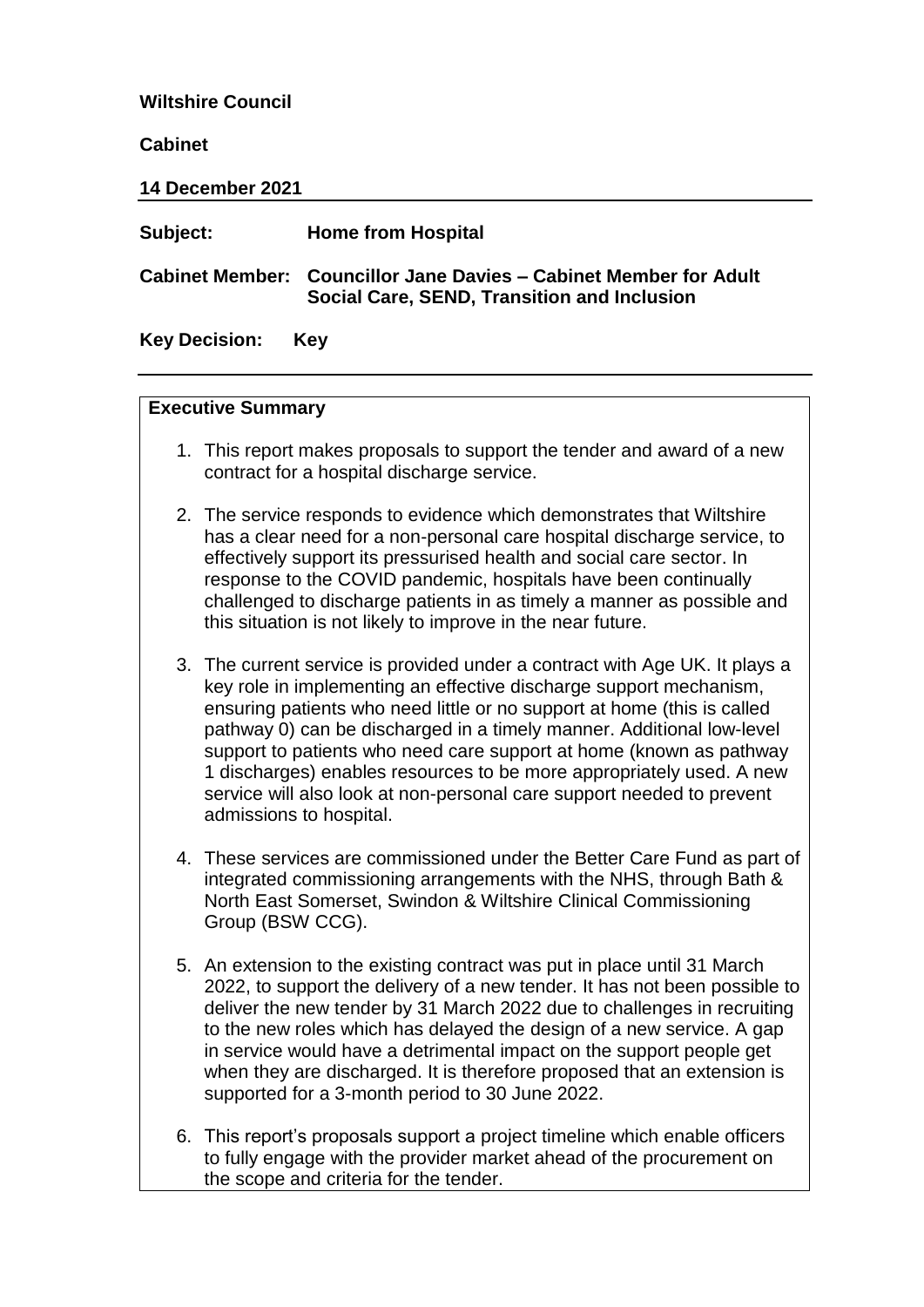**Wiltshire Council**

**Cabinet**

**14 December 2021**

---

**Subject:** **Home from Hospital**

**Cabinet Member:** **Councillor Jane Davies – Cabinet Member for Adult Social Care, SEND, Transition and Inclusion**

**Key Decision:** **Key**

---

**Executive Summary**

1. This report makes proposals to support the tender and award of a new contract for a hospital discharge service.

2. The service responds to evidence which demonstrates that Wiltshire has a clear need for a non-personal care hospital discharge service, to effectively support its pressurised health and social care sector. In response to the COVID pandemic, hospitals have been continually challenged to discharge patients in as timely a manner as possible and this situation is not likely to improve in the near future.

3. The current service is provided under a contract with Age UK. It plays a key role in implementing an effective discharge support mechanism, ensuring patients who need little or no support at home (this is called pathway 0) can be discharged in a timely manner. Additional low-level support to patients who need care support at home (known as pathway 1 discharges) enables resources to be more appropriately used. A new service will also look at non-personal care support needed to prevent admissions to hospital.

4. These services are commissioned under the Better Care Fund as part of integrated commissioning arrangements with the NHS, through Bath & North East Somerset, Swindon & Wiltshire Clinical Commissioning Group (BSW CCG).

5. An extension to the existing contract was put in place until 31 March 2022, to support the delivery of a new tender. It has not been possible to deliver the new tender by 31 March 2022 due to challenges in recruiting to the new roles which has delayed the design of a new service. A gap in service would have a detrimental impact on the support people get when they are discharged. It is therefore proposed that an extension is supported for a 3-month period to 30 June 2022.

6. This report's proposals support a project timeline which enable officers to fully engage with the provider market ahead of the procurement on the scope and criteria for the tender.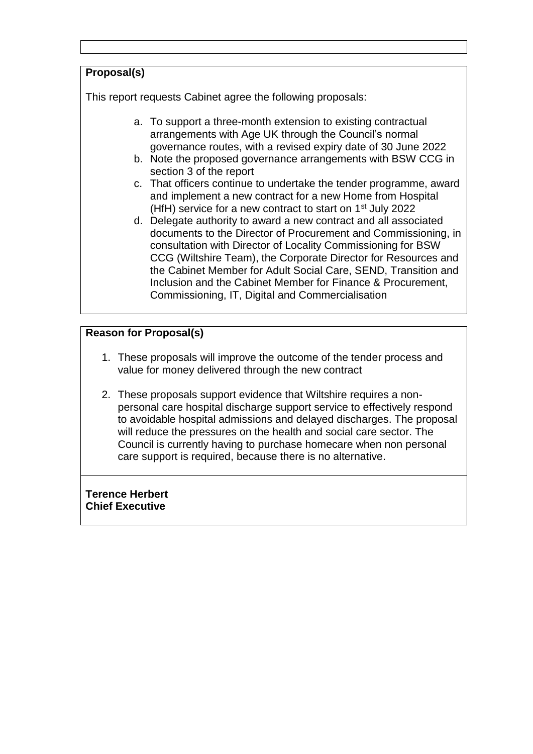**Proposal(s)**

This report requests Cabinet agree the following proposals:

a. To support a three-month extension to existing contractual arrangements with Age UK through the Council's normal governance routes, with a revised expiry date of 30 June 2022
b. Note the proposed governance arrangements with BSW CCG in section 3 of the report
c. That officers continue to undertake the tender programme, award and implement a new contract for a new Home from Hospital (HfH) service for a new contract to start on 1st July 2022
d. Delegate authority to award a new contract and all associated documents to the Director of Procurement and Commissioning, in consultation with Director of Locality Commissioning for BSW CCG (Wiltshire Team), the Corporate Director for Resources and the Cabinet Member for Adult Social Care, SEND, Transition and Inclusion and the Cabinet Member for Finance & Procurement, Commissioning, IT, Digital and Commercialisation

**Reason for Proposal(s)**

1. These proposals will improve the outcome of the tender process and value for money delivered through the new contract

2. These proposals support evidence that Wiltshire requires a non-personal care hospital discharge support service to effectively respond to avoidable hospital admissions and delayed discharges. The proposal will reduce the pressures on the health and social care sector. The Council is currently having to purchase homecare when non personal care support is required, because there is no alternative.

**Terence Herbert**
**Chief Executive**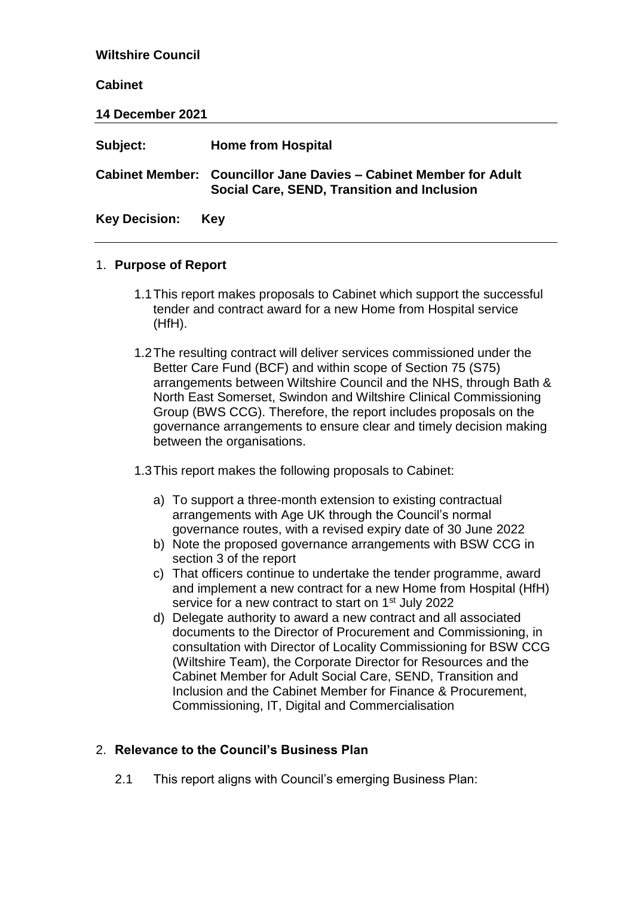**Wiltshire Council**

**Cabinet**

**14 December 2021**

| | |
|---|---|
| **Subject:** | **Home from Hospital** |
| **Cabinet Member:** | **Councillor Jane Davies – Cabinet Member for Adult Social Care, SEND, Transition and Inclusion** |
| **Key Decision:** | **Key** |

1. **Purpose of Report**

   1.1 This report makes proposals to Cabinet which support the successful tender and contract award for a new Home from Hospital service (HfH).

   1.2 The resulting contract will deliver services commissioned under the Better Care Fund (BCF) and within scope of Section 75 (S75) arrangements between Wiltshire Council and the NHS, through Bath & North East Somerset, Swindon and Wiltshire Clinical Commissioning Group (BWS CCG). Therefore, the report includes proposals on the governance arrangements to ensure clear and timely decision making between the organisations.

   1.3 This report makes the following proposals to Cabinet:

   a) To support a three-month extension to existing contractual arrangements with Age UK through the Council's normal governance routes, with a revised expiry date of 30 June 2022
   b) Note the proposed governance arrangements with BSW CCG in section 3 of the report
   c) That officers continue to undertake the tender programme, award and implement a new contract for a new Home from Hospital (HfH) service for a new contract to start on 1st July 2022
   d) Delegate authority to award a new contract and all associated documents to the Director of Procurement and Commissioning, in consultation with Director of Locality Commissioning for BSW CCG (Wiltshire Team), the Corporate Director for Resources and the Cabinet Member for Adult Social Care, SEND, Transition and Inclusion and the Cabinet Member for Finance & Procurement, Commissioning, IT, Digital and Commercialisation

2. **Relevance to the Council's Business Plan**

   2.1 This report aligns with Council's emerging Business Plan: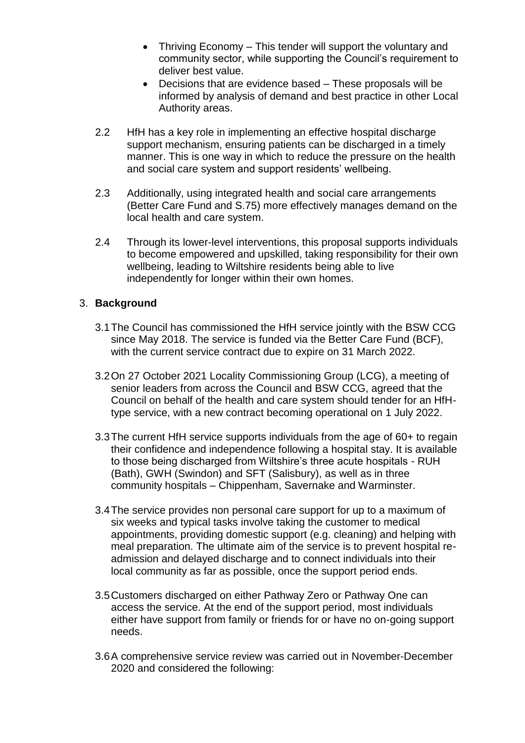- Thriving Economy – This tender will support the voluntary and community sector, while supporting the Council's requirement to deliver best value.
- Decisions that are evidence based – These proposals will be informed by analysis of demand and best practice in other Local Authority areas.

2.2 HfH has a key role in implementing an effective hospital discharge support mechanism, ensuring patients can be discharged in a timely manner. This is one way in which to reduce the pressure on the health and social care system and support residents' wellbeing.

2.3 Additionally, using integrated health and social care arrangements (Better Care Fund and S.75) more effectively manages demand on the local health and care system.

2.4 Through its lower-level interventions, this proposal supports individuals to become empowered and upskilled, taking responsibility for their own wellbeing, leading to Wiltshire residents being able to live independently for longer within their own homes.

## 3. **Background**

3.1 The Council has commissioned the HfH service jointly with the BSW CCG since May 2018. The service is funded via the Better Care Fund (BCF), with the current service contract due to expire on 31 March 2022.

3.2 On 27 October 2021 Locality Commissioning Group (LCG), a meeting of senior leaders from across the Council and BSW CCG, agreed that the Council on behalf of the health and care system should tender for an HfH-type service, with a new contract becoming operational on 1 July 2022.

3.3 The current HfH service supports individuals from the age of 60+ to regain their confidence and independence following a hospital stay. It is available to those being discharged from Wiltshire's three acute hospitals - RUH (Bath), GWH (Swindon) and SFT (Salisbury), as well as in three community hospitals – Chippenham, Savernake and Warminster.

3.4 The service provides non personal care support for up to a maximum of six weeks and typical tasks involve taking the customer to medical appointments, providing domestic support (e.g. cleaning) and helping with meal preparation. The ultimate aim of the service is to prevent hospital re-admission and delayed discharge and to connect individuals into their local community as far as possible, once the support period ends.

3.5 Customers discharged on either Pathway Zero or Pathway One can access the service. At the end of the support period, most individuals either have support from family or friends for or have no on-going support needs.

3.6 A comprehensive service review was carried out in November-December 2020 and considered the following: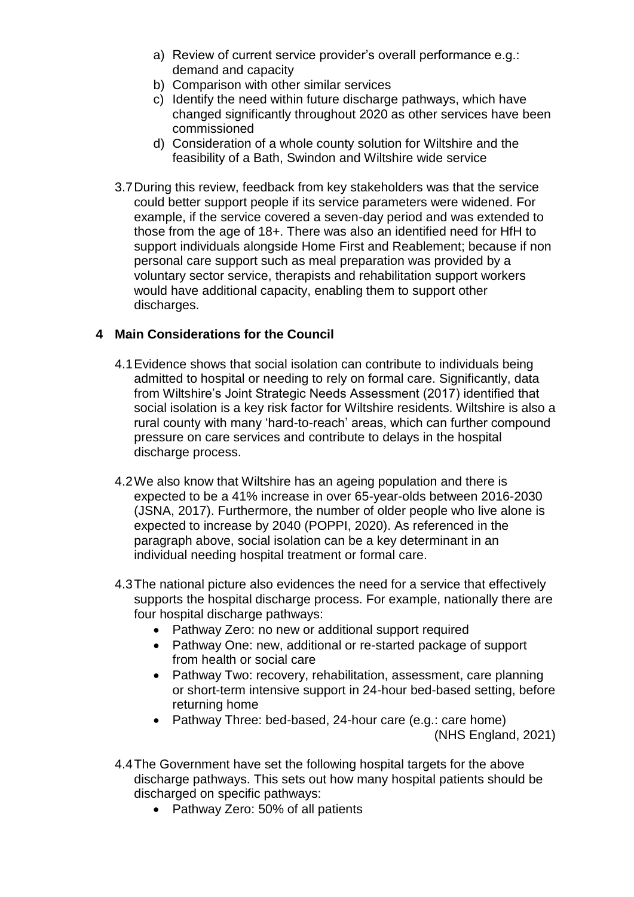a) Review of current service provider's overall performance e.g.: demand and capacity
b) Comparison with other similar services
c) Identify the need within future discharge pathways, which have changed significantly throughout 2020 as other services have been commissioned
d) Consideration of a whole county solution for Wiltshire and the feasibility of a Bath, Swindon and Wiltshire wide service

3.7 During this review, feedback from key stakeholders was that the service could better support people if its service parameters were widened. For example, if the service covered a seven-day period and was extended to those from the age of 18+. There was also an identified need for HfH to support individuals alongside Home First and Reablement; because if non personal care support such as meal preparation was provided by a voluntary sector service, therapists and rehabilitation support workers would have additional capacity, enabling them to support other discharges.

## 4 Main Considerations for the Council

4.1 Evidence shows that social isolation can contribute to individuals being admitted to hospital or needing to rely on formal care. Significantly, data from Wiltshire's Joint Strategic Needs Assessment (2017) identified that social isolation is a key risk factor for Wiltshire residents. Wiltshire is also a rural county with many 'hard-to-reach' areas, which can further compound pressure on care services and contribute to delays in the hospital discharge process.

4.2 We also know that Wiltshire has an ageing population and there is expected to be a 41% increase in over 65-year-olds between 2016-2030 (JSNA, 2017). Furthermore, the number of older people who live alone is expected to increase by 2040 (POPPI, 2020). As referenced in the paragraph above, social isolation can be a key determinant in an individual needing hospital treatment or formal care.

4.3 The national picture also evidences the need for a service that effectively supports the hospital discharge process. For example, nationally there are four hospital discharge pathways:

- Pathway Zero: no new or additional support required
- Pathway One: new, additional or re-started package of support from health or social care
- Pathway Two: recovery, rehabilitation, assessment, care planning or short-term intensive support in 24-hour bed-based setting, before returning home
- Pathway Three: bed-based, 24-hour care (e.g.: care home)

(NHS England, 2021)

4.4 The Government have set the following hospital targets for the above discharge pathways. This sets out how many hospital patients should be discharged on specific pathways:

- Pathway Zero: 50% of all patients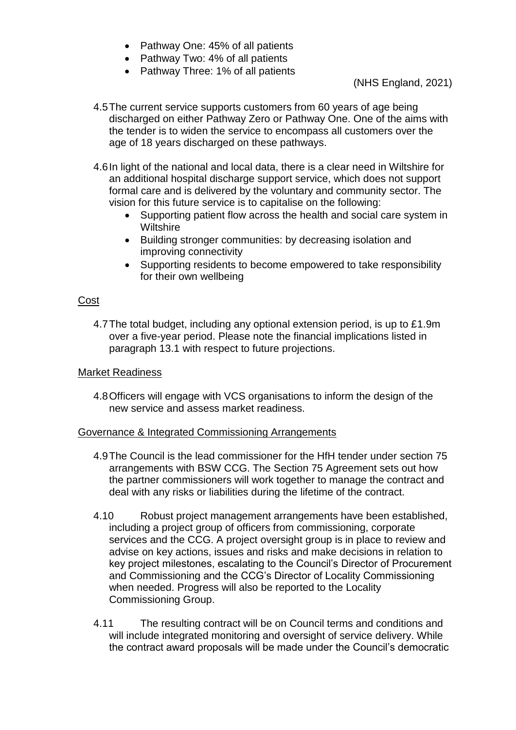- Pathway One: 45% of all patients
- Pathway Two: 4% of all patients
- Pathway Three: 1% of all patients

(NHS England, 2021)

4.5 The current service supports customers from 60 years of age being discharged on either Pathway Zero or Pathway One. One of the aims with the tender is to widen the service to encompass all customers over the age of 18 years discharged on these pathways.

4.6 In light of the national and local data, there is a clear need in Wiltshire for an additional hospital discharge support service, which does not support formal care and is delivered by the voluntary and community sector. The vision for this future service is to capitalise on the following:

- Supporting patient flow across the health and social care system in Wiltshire
- Building stronger communities: by decreasing isolation and improving connectivity
- Supporting residents to become empowered to take responsibility for their own wellbeing

<u>Cost</u>

4.7 The total budget, including any optional extension period, is up to £1.9m over a five-year period. Please note the financial implications listed in paragraph 13.1 with respect to future projections.

<u>Market Readiness</u>

4.8 Officers will engage with VCS organisations to inform the design of the new service and assess market readiness.

<u>Governance & Integrated Commissioning Arrangements</u>

4.9 The Council is the lead commissioner for the HfH tender under section 75 arrangements with BSW CCG. The Section 75 Agreement sets out how the partner commissioners will work together to manage the contract and deal with any risks or liabilities during the lifetime of the contract.

4.10 Robust project management arrangements have been established, including a project group of officers from commissioning, corporate services and the CCG. A project oversight group is in place to review and advise on key actions, issues and risks and make decisions in relation to key project milestones, escalating to the Council's Director of Procurement and Commissioning and the CCG's Director of Locality Commissioning when needed. Progress will also be reported to the Locality Commissioning Group.

4.11 The resulting contract will be on Council terms and conditions and will include integrated monitoring and oversight of service delivery. While the contract award proposals will be made under the Council's democratic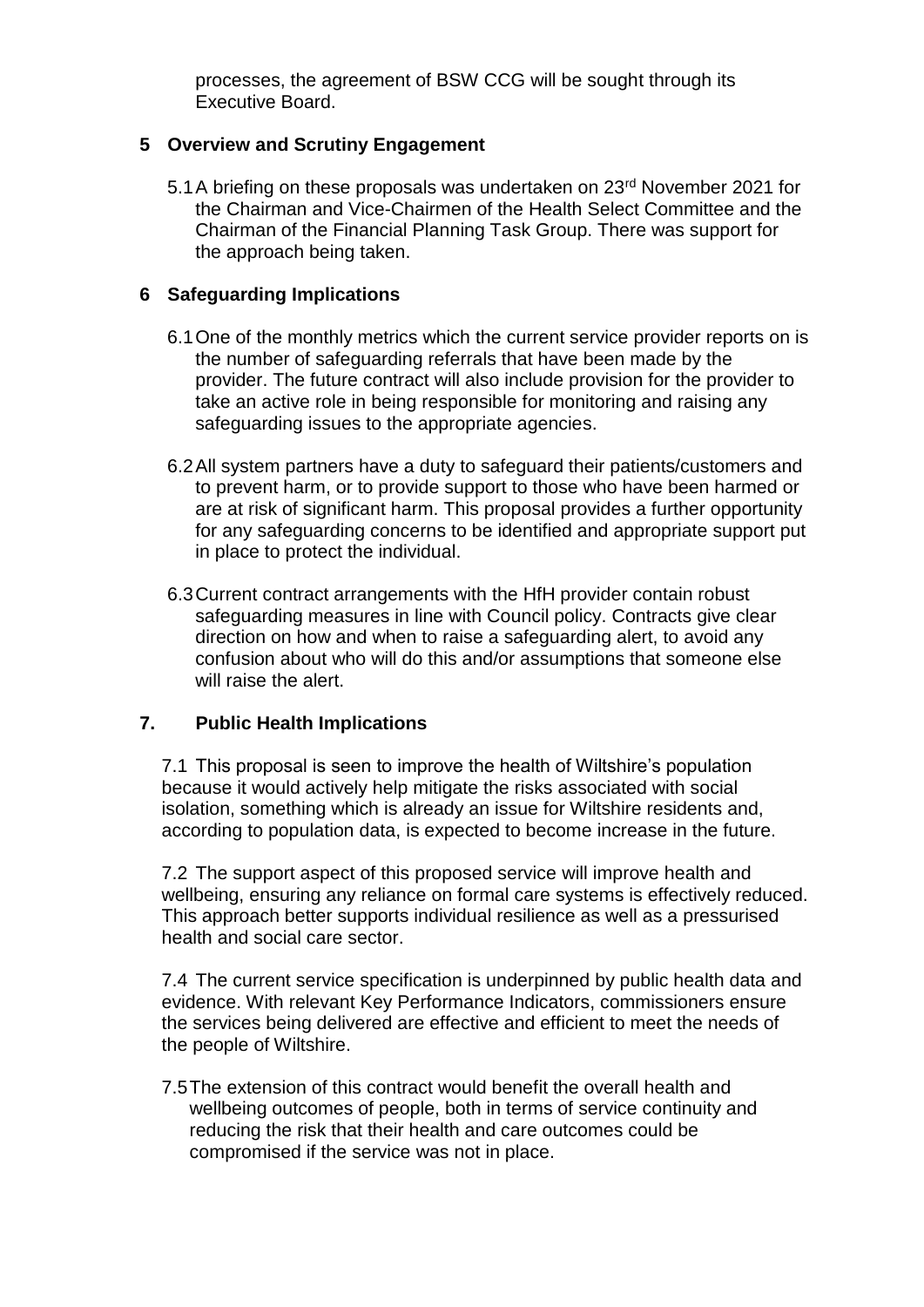processes, the agreement of BSW CCG will be sought through its Executive Board.

## 5 Overview and Scrutiny Engagement

5.1 A briefing on these proposals was undertaken on 23rd November 2021 for the Chairman and Vice-Chairmen of the Health Select Committee and the Chairman of the Financial Planning Task Group. There was support for the approach being taken.

## 6 Safeguarding Implications

6.1 One of the monthly metrics which the current service provider reports on is the number of safeguarding referrals that have been made by the provider. The future contract will also include provision for the provider to take an active role in being responsible for monitoring and raising any safeguarding issues to the appropriate agencies.

6.2 All system partners have a duty to safeguard their patients/customers and to prevent harm, or to provide support to those who have been harmed or are at risk of significant harm. This proposal provides a further opportunity for any safeguarding concerns to be identified and appropriate support put in place to protect the individual.

6.3 Current contract arrangements with the HfH provider contain robust safeguarding measures in line with Council policy. Contracts give clear direction on how and when to raise a safeguarding alert, to avoid any confusion about who will do this and/or assumptions that someone else will raise the alert.

## 7. Public Health Implications

7.1 This proposal is seen to improve the health of Wiltshire's population because it would actively help mitigate the risks associated with social isolation, something which is already an issue for Wiltshire residents and, according to population data, is expected to become increase in the future.

7.2 The support aspect of this proposed service will improve health and wellbeing, ensuring any reliance on formal care systems is effectively reduced. This approach better supports individual resilience as well as a pressurised health and social care sector.

7.4 The current service specification is underpinned by public health data and evidence. With relevant Key Performance Indicators, commissioners ensure the services being delivered are effective and efficient to meet the needs of the people of Wiltshire.

7.5 The extension of this contract would benefit the overall health and wellbeing outcomes of people, both in terms of service continuity and reducing the risk that their health and care outcomes could be compromised if the service was not in place.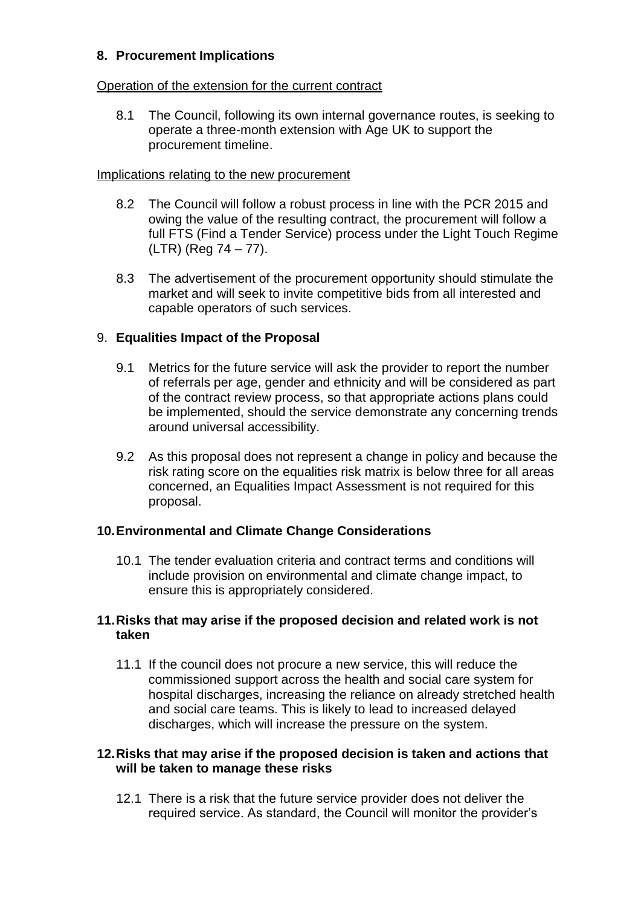## 8. Procurement Implications

Operation of the extension for the current contract

8.1 The Council, following its own internal governance routes, is seeking to operate a three-month extension with Age UK to support the procurement timeline.

Implications relating to the new procurement

8.2 The Council will follow a robust process in line with the PCR 2015 and owing the value of the resulting contract, the procurement will follow a full FTS (Find a Tender Service) process under the Light Touch Regime (LTR) (Reg 74 – 77).

8.3 The advertisement of the procurement opportunity should stimulate the market and will seek to invite competitive bids from all interested and capable operators of such services.

## 9. Equalities Impact of the Proposal

9.1 Metrics for the future service will ask the provider to report the number of referrals per age, gender and ethnicity and will be considered as part of the contract review process, so that appropriate actions plans could be implemented, should the service demonstrate any concerning trends around universal accessibility.

9.2 As this proposal does not represent a change in policy and because the risk rating score on the equalities risk matrix is below three for all areas concerned, an Equalities Impact Assessment is not required for this proposal.

## 10. Environmental and Climate Change Considerations

10.1 The tender evaluation criteria and contract terms and conditions will include provision on environmental and climate change impact, to ensure this is appropriately considered.

## 11. Risks that may arise if the proposed decision and related work is not taken

11.1 If the council does not procure a new service, this will reduce the commissioned support across the health and social care system for hospital discharges, increasing the reliance on already stretched health and social care teams. This is likely to lead to increased delayed discharges, which will increase the pressure on the system.

## 12. Risks that may arise if the proposed decision is taken and actions that will be taken to manage these risks

12.1 There is a risk that the future service provider does not deliver the required service. As standard, the Council will monitor the provider's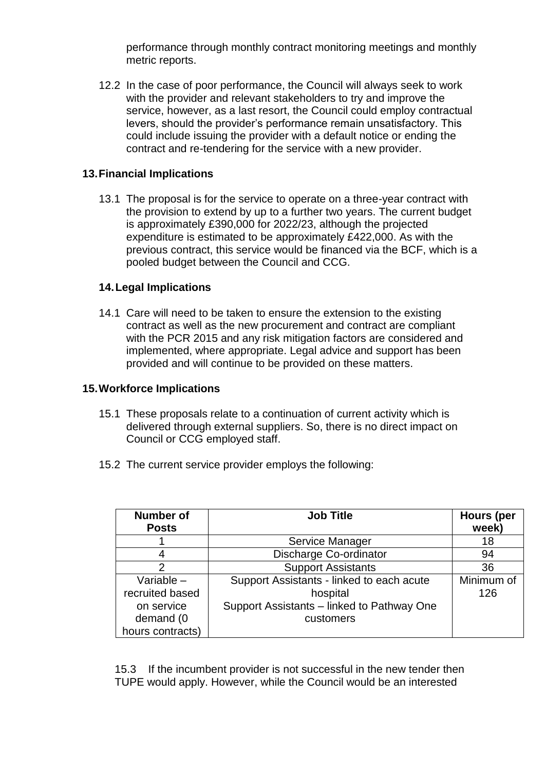performance through monthly contract monitoring meetings and monthly metric reports.

12.2 In the case of poor performance, the Council will always seek to work with the provider and relevant stakeholders to try and improve the service, however, as a last resort, the Council could employ contractual levers, should the provider's performance remain unsatisfactory. This could include issuing the provider with a default notice or ending the contract and re-tendering for the service with a new provider.

## 13. Financial Implications

13.1 The proposal is for the service to operate on a three-year contract with the provision to extend by up to a further two years. The current budget is approximately £390,000 for 2022/23, although the projected expenditure is estimated to be approximately £422,000. As with the previous contract, this service would be financed via the BCF, which is a pooled budget between the Council and CCG.

## 14. Legal Implications

14.1 Care will need to be taken to ensure the extension to the existing contract as well as the new procurement and contract are compliant with the PCR 2015 and any risk mitigation factors are considered and implemented, where appropriate. Legal advice and support has been provided and will continue to be provided on these matters.

## 15. Workforce Implications

15.1 These proposals relate to a continuation of current activity which is delivered through external suppliers. So, there is no direct impact on Council or CCG employed staff.

15.2 The current service provider employs the following:

| Number of Posts | Job Title | Hours (per week) |
|---|---|---|
| 1 | Service Manager | 18 |
| 4 | Discharge Co-ordinator | 94 |
| 2 | Support Assistants | 36 |
| Variable – recruited based on service demand (0 hours contracts) | Support Assistants - linked to each acute hospital<br>Support Assistants – linked to Pathway One customers | Minimum of 126 |

15.3 If the incumbent provider is not successful in the new tender then TUPE would apply. However, while the Council would be an interested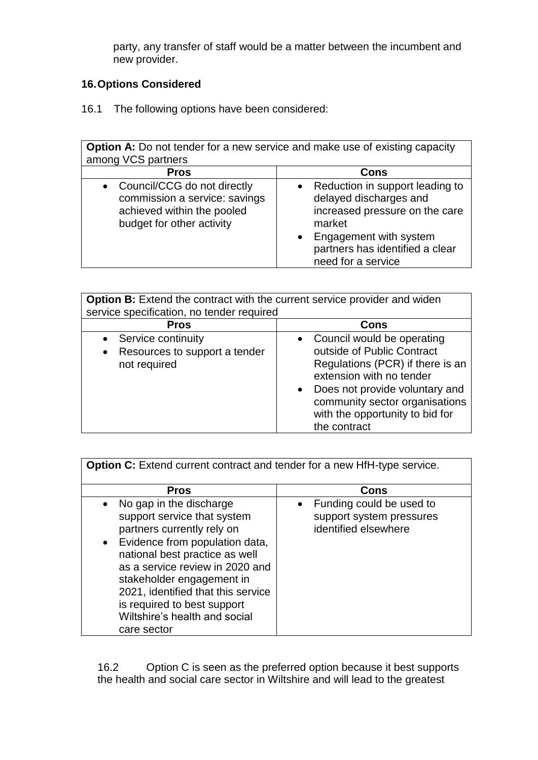party, any transfer of staff would be a matter between the incumbent and new provider.

## 16. Options Considered

16.1 The following options have been considered:

| **Option A:** Do not tender for a new service and make use of existing capacity among VCS partners | |
|---|---|
| **Pros** | **Cons** |
| • Council/CCG do not directly commission a service: savings achieved within the pooled budget for other activity | • Reduction in support leading to delayed discharges and increased pressure on the care market<br>• Engagement with system partners has identified a clear need for a service |

| **Option B:** Extend the contract with the current service provider and widen service specification, no tender required | |
|---|---|
| **Pros** | **Cons** |
| • Service continuity<br>• Resources to support a tender not required | • Council would be operating outside of Public Contract Regulations (PCR) if there is an extension with no tender<br>• Does not provide voluntary and community sector organisations with the opportunity to bid for the contract |

| **Option C:** Extend current contract and tender for a new HfH-type service. | |
|---|---|
| **Pros** | **Cons** |
| • No gap in the discharge support service that system partners currently rely on<br>• Evidence from population data, national best practice as well as a service review in 2020 and stakeholder engagement in 2021, identified that this service is required to best support Wiltshire's health and social care sector | • Funding could be used to support system pressures identified elsewhere |

16.2 Option C is seen as the preferred option because it best supports the health and social care sector in Wiltshire and will lead to the greatest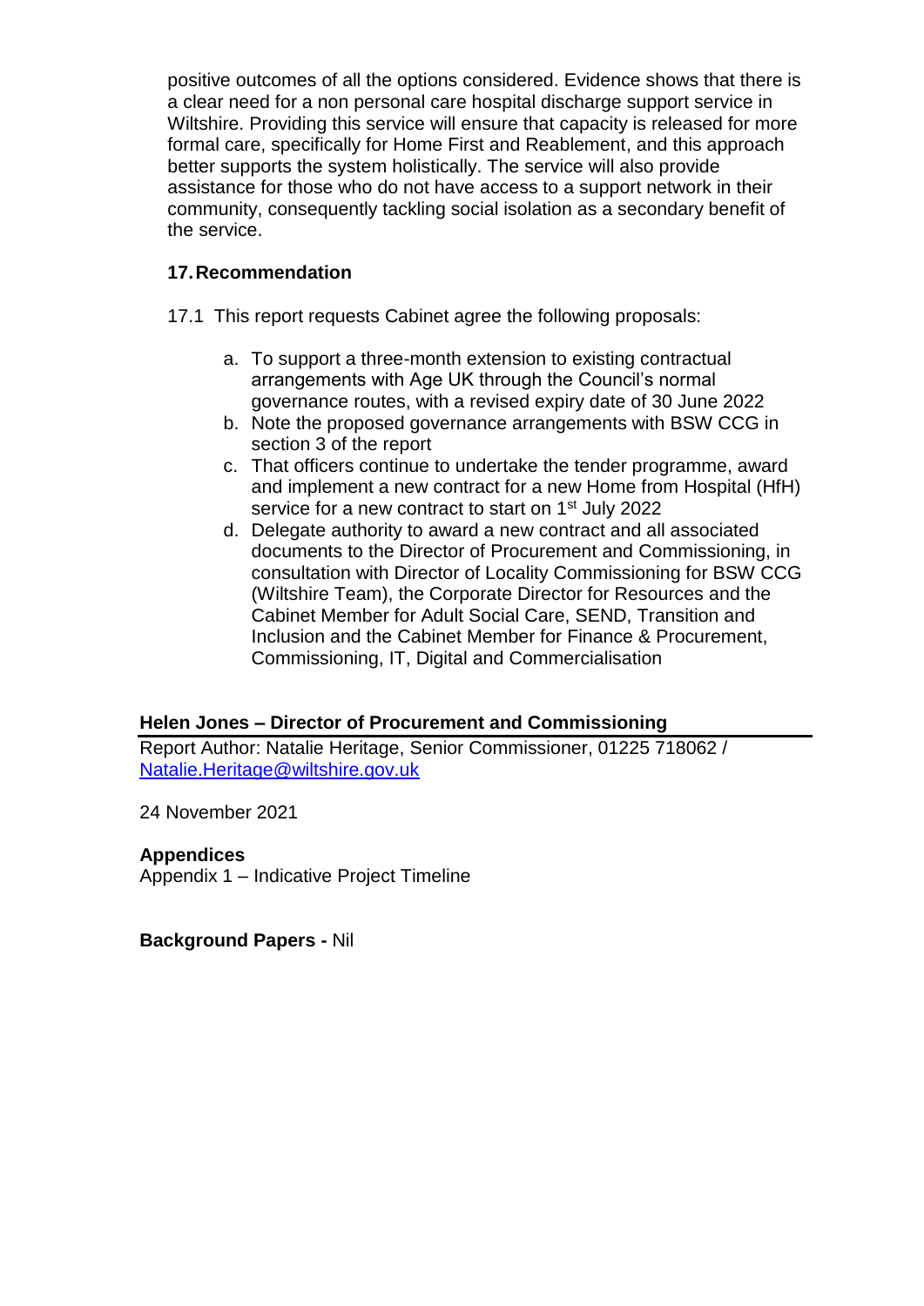positive outcomes of all the options considered. Evidence shows that there is a clear need for a non personal care hospital discharge support service in Wiltshire. Providing this service will ensure that capacity is released for more formal care, specifically for Home First and Reablement, and this approach better supports the system holistically. The service will also provide assistance for those who do not have access to a support network in their community, consequently tackling social isolation as a secondary benefit of the service.

## 17. Recommendation

17.1 This report requests Cabinet agree the following proposals:

a. To support a three-month extension to existing contractual arrangements with Age UK through the Council's normal governance routes, with a revised expiry date of 30 June 2022
b. Note the proposed governance arrangements with BSW CCG in section 3 of the report
c. That officers continue to undertake the tender programme, award and implement a new contract for a new Home from Hospital (HfH) service for a new contract to start on 1st July 2022
d. Delegate authority to award a new contract and all associated documents to the Director of Procurement and Commissioning, in consultation with Director of Locality Commissioning for BSW CCG (Wiltshire Team), the Corporate Director for Resources and the Cabinet Member for Adult Social Care, SEND, Transition and Inclusion and the Cabinet Member for Finance & Procurement, Commissioning, IT, Digital and Commercialisation

**Helen Jones – Director of Procurement and Commissioning**

Report Author: Natalie Heritage, Senior Commissioner, 01225 718062 / Natalie.Heritage@wiltshire.gov.uk

24 November 2021

**Appendices**

Appendix 1 – Indicative Project Timeline

**Background Papers -** Nil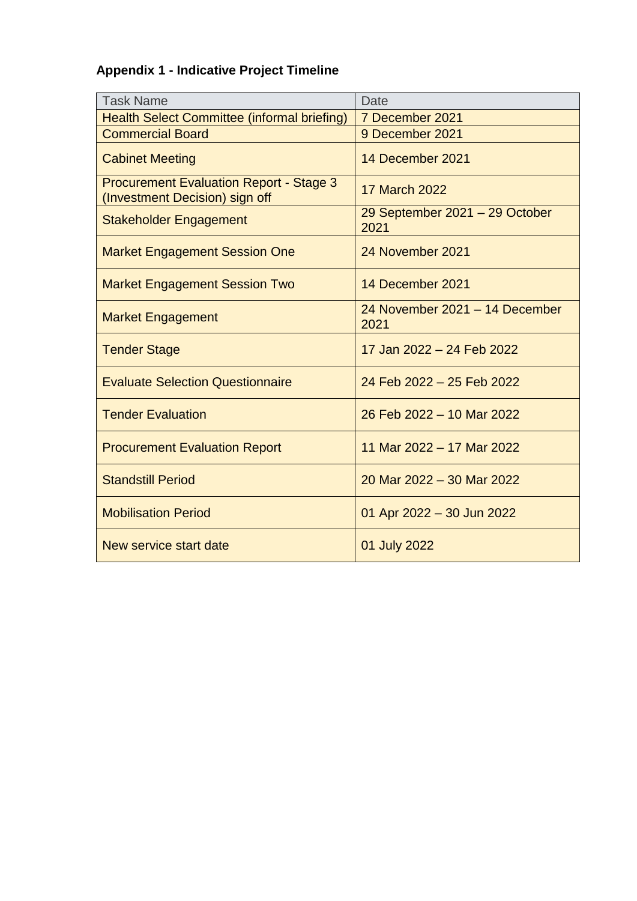**Appendix 1 - Indicative Project Timeline**

| Task Name | Date |
|---|---|
| Health Select Committee (informal briefing) | 7 December 2021 |
| Commercial Board | 9 December 2021 |
| Cabinet Meeting | 14 December 2021 |
| Procurement Evaluation Report - Stage 3 (Investment Decision) sign off | 17 March 2022 |
| Stakeholder Engagement | 29 September 2021 – 29 October 2021 |
| Market Engagement Session One | 24 November 2021 |
| Market Engagement Session Two | 14 December 2021 |
| Market Engagement | 24 November 2021 – 14 December 2021 |
| Tender Stage | 17 Jan 2022 – 24 Feb 2022 |
| Evaluate Selection Questionnaire | 24 Feb 2022 – 25 Feb 2022 |
| Tender Evaluation | 26 Feb 2022 – 10 Mar 2022 |
| Procurement Evaluation Report | 11 Mar 2022 – 17 Mar 2022 |
| Standstill Period | 20 Mar 2022 – 30 Mar 2022 |
| Mobilisation Period | 01 Apr 2022 – 30 Jun 2022 |
| New service start date | 01 July 2022 |